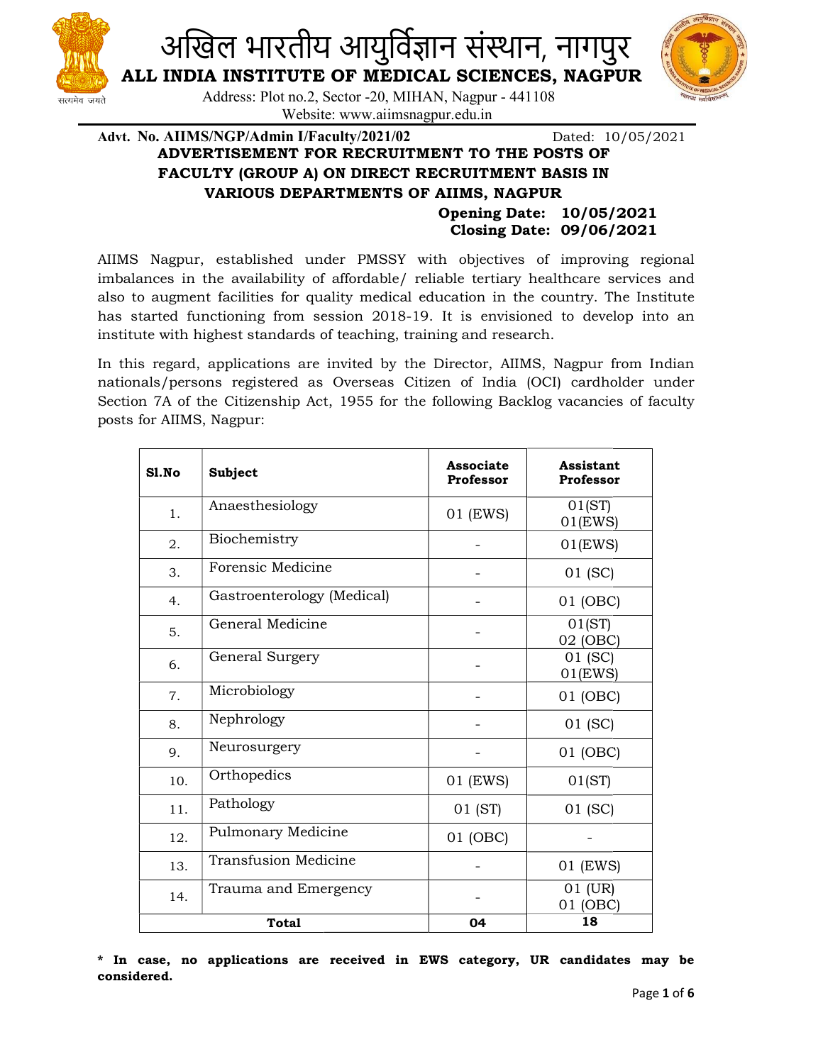# अखिल भारतीय आयुर्विज्ञान संस्थान, नागपुर

## ALL INDIA INSTITUTE OF MEDICAL SCIENCES, NAGPUR

Address: Plot no.2, Sector -20, MIHAN, Nagpur - 441108
Website: www.aiimsnagpur.edu.in

**Advt. No. AIIMS/NGP/Admin I/Faculty/2021/02** Dated: 10/05/2021

### ADVERTISEMENT FOR RECRUITMENT TO THE POSTS OF FACULTY (GROUP A) ON DIRECT RECRUITMENT BASIS IN VARIOUS DEPARTMENTS OF AIIMS, NAGPUR

**Opening Date: 10/05/2021**
**Closing Date: 09/06/2021**

AIIMS Nagpur, established under PMSSY with objectives of improving regional imbalances in the availability of affordable/ reliable tertiary healthcare services and also to augment facilities for quality medical education in the country. The Institute has started functioning from session 2018-19. It is envisioned to develop into an institute with highest standards of teaching, training and research.

In this regard, applications are invited by the Director, AIIMS, Nagpur from Indian nationals/persons registered as Overseas Citizen of India (OCI) cardholder under Section 7A of the Citizenship Act, 1955 for the following Backlog vacancies of faculty posts for AIIMS, Nagpur:

| Sl.No | Subject | Associate Professor | Assistant Professor |
|---|---|---|---|
| 1. | Anaesthesiology | 01 (EWS) | 01(ST) 01(EWS) |
| 2. | Biochemistry | - | 01(EWS) |
| 3. | Forensic Medicine | - | 01 (SC) |
| 4. | Gastroenterology (Medical) | - | 01 (OBC) |
| 5. | General Medicine | - | 01(ST) 02 (OBC) |
| 6. | General Surgery | - | 01 (SC) 01(EWS) |
| 7. | Microbiology | - | 01 (OBC) |
| 8. | Nephrology | - | 01 (SC) |
| 9. | Neurosurgery | - | 01 (OBC) |
| 10. | Orthopedics | 01 (EWS) | 01(ST) |
| 11. | Pathology | 01 (ST) | 01 (SC) |
| 12. | Pulmonary Medicine | 01 (OBC) | - |
| 13. | Transfusion Medicine | - | 01 (EWS) |
| 14. | Trauma and Emergency | - | 01 (UR) 01 (OBC) |
| | **Total** | **04** | **18** |

**\* In case, no applications are received in EWS category, UR candidates may be considered.**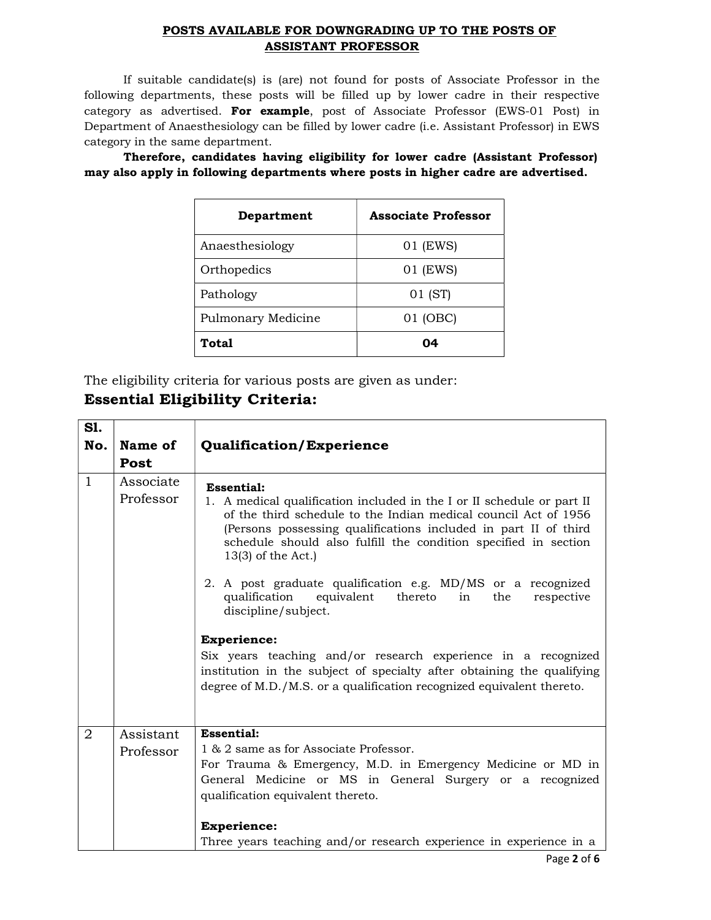## POSTS AVAILABLE FOR DOWNGRADING UP TO THE POSTS OF ASSISTANT PROFESSOR

If suitable candidate(s) is (are) not found for posts of Associate Professor in the following departments, these posts will be filled up by lower cadre in their respective category as advertised. **For example**, post of Associate Professor (EWS-01 Post) in Department of Anaesthesiology can be filled by lower cadre (i.e. Assistant Professor) in EWS category in the same department.

**Therefore, candidates having eligibility for lower cadre (Assistant Professor) may also apply in following departments where posts in higher cadre are advertised.**

| Department | Associate Professor |
|---|---|
| Anaesthesiology | 01 (EWS) |
| Orthopedics | 01 (EWS) |
| Pathology | 01 (ST) |
| Pulmonary Medicine | 01 (OBC) |
| **Total** | **04** |

The eligibility criteria for various posts are given as under:

### Essential Eligibility Criteria:

| Sl. No. | Name of Post | Qualification/Experience |
|---|---|---|
| 1 | Associate Professor | **Essential:**<br>1. A medical qualification included in the I or II schedule or part II of the third schedule to the Indian medical council Act of 1956 (Persons possessing qualifications included in part II of third schedule should also fulfill the condition specified in section 13(3) of the Act.)<br>2. A post graduate qualification e.g. MD/MS or a recognized qualification equivalent thereto in the respective discipline/subject.<br><br>**Experience:**<br>Six years teaching and/or research experience in a recognized institution in the subject of specialty after obtaining the qualifying degree of M.D./M.S. or a qualification recognized equivalent thereto. |
| 2 | Assistant Professor | **Essential:**<br>1 & 2 same as for Associate Professor.<br>For Trauma & Emergency, M.D. in Emergency Medicine or MD in General Medicine or MS in General Surgery or a recognized qualification equivalent thereto.<br><br>**Experience:**<br>Three years teaching and/or research experience in experience in a |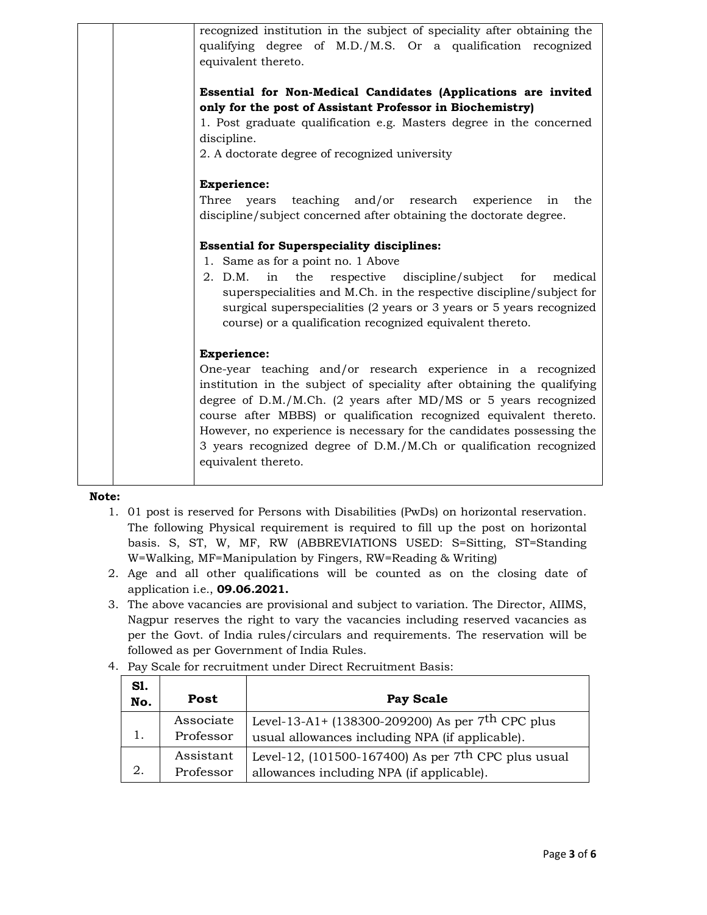| | | recognized institution in the subject of speciality after obtaining the qualifying degree of M.D./M.S. Or a qualification recognized equivalent thereto.<br><br>**Essential for Non-Medical Candidates (Applications are invited only for the post of Assistant Professor in Biochemistry)**<br>1. Post graduate qualification e.g. Masters degree in the concerned discipline.<br>2. A doctorate degree of recognized university<br><br>**Experience:**<br>Three years teaching and/or research experience in the discipline/subject concerned after obtaining the doctorate degree.<br><br>**Essential for Superspeciality disciplines:**<br>1. Same as for a point no. 1 Above<br>2. D.M. in the respective discipline/subject for medical superspecialities and M.Ch. in the respective discipline/subject for surgical superspecialities (2 years or 3 years or 5 years recognized course) or a qualification recognized equivalent thereto.<br><br>**Experience:**<br>One-year teaching and/or research experience in a recognized institution in the subject of speciality after obtaining the qualifying degree of D.M./M.Ch. (2 years after MD/MS or 5 years recognized course after MBBS) or qualification recognized equivalent thereto. However, no experience is necessary for the candidates possessing the 3 years recognized degree of D.M./M.Ch or qualification recognized equivalent thereto. |
|---|---|---|

**Note:**

1. 01 post is reserved for Persons with Disabilities (PwDs) on horizontal reservation. The following Physical requirement is required to fill up the post on horizontal basis. S, ST, W, MF, RW (ABBREVIATIONS USED: S=Sitting, ST=Standing W=Walking, MF=Manipulation by Fingers, RW=Reading & Writing)
2. Age and all other qualifications will be counted as on the closing date of application i.e., **09.06.2021.**
3. The above vacancies are provisional and subject to variation. The Director, AIIMS, Nagpur reserves the right to vary the vacancies including reserved vacancies as per the Govt. of India rules/circulars and requirements. The reservation will be followed as per Government of India Rules.
4. Pay Scale for recruitment under Direct Recruitment Basis:

| Sl. No. | Post | Pay Scale |
|---|---|---|
| 1. | Associate Professor | Level-13-A1+ (138300-209200) As per 7th CPC plus usual allowances including NPA (if applicable). |
| 2. | Assistant Professor | Level-12, (101500-167400) As per 7th CPC plus usual allowances including NPA (if applicable). |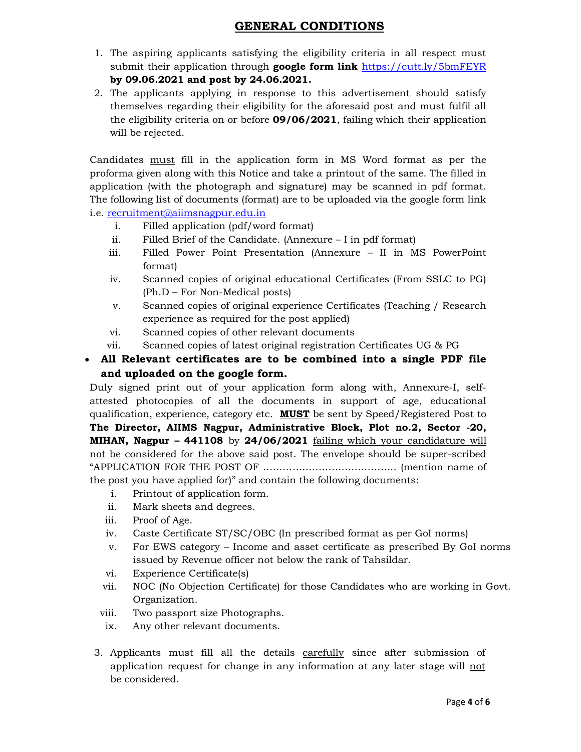# GENERAL CONDITIONS

1. The aspiring applicants satisfying the eligibility criteria in all respect must submit their application through **google form link** https://cutt.ly/5bmFEYR **by 09.06.2021 and post by 24.06.2021.**
2. The applicants applying in response to this advertisement should satisfy themselves regarding their eligibility for the aforesaid post and must fulfil all the eligibility criteria on or before **09/06/2021**, failing which their application will be rejected.

Candidates must fill in the application form in MS Word format as per the proforma given along with this Notice and take a printout of the same. The filled in application (with the photograph and signature) may be scanned in pdf format. The following list of documents (format) are to be uploaded via the google form link i.e. recruitment@aiimsnagpur.edu.in

i. Filled application (pdf/word format)
ii. Filled Brief of the Candidate. (Annexure – I in pdf format)
iii. Filled Power Point Presentation (Annexure – II in MS PowerPoint format)
iv. Scanned copies of original educational Certificates (From SSLC to PG) (Ph.D – For Non-Medical posts)
v. Scanned copies of original experience Certificates (Teaching / Research experience as required for the post applied)
vi. Scanned copies of other relevant documents
vii. Scanned copies of latest original registration Certificates UG & PG

- **All Relevant certificates are to be combined into a single PDF file and uploaded on the google form.**

Duly signed print out of your application form along with, Annexure-I, self-attested photocopies of all the documents in support of age, educational qualification, experience, category etc. **MUST** be sent by Speed/Registered Post to **The Director, AIIMS Nagpur, Administrative Block, Plot no.2, Sector -20, MIHAN, Nagpur – 441108** by **24/06/2021** failing which your candidature will not be considered for the above said post. The envelope should be super-scribed "APPLICATION FOR THE POST OF …………………………………. (mention name of the post you have applied for)" and contain the following documents:

i. Printout of application form.
ii. Mark sheets and degrees.
iii. Proof of Age.
iv. Caste Certificate ST/SC/OBC (In prescribed format as per GoI norms)
v. For EWS category – Income and asset certificate as prescribed By GoI norms issued by Revenue officer not below the rank of Tahsildar.
vi. Experience Certificate(s)
vii. NOC (No Objection Certificate) for those Candidates who are working in Govt. Organization.
viii. Two passport size Photographs.
ix. Any other relevant documents.

3. Applicants must fill all the details carefully since after submission of application request for change in any information at any later stage will not be considered.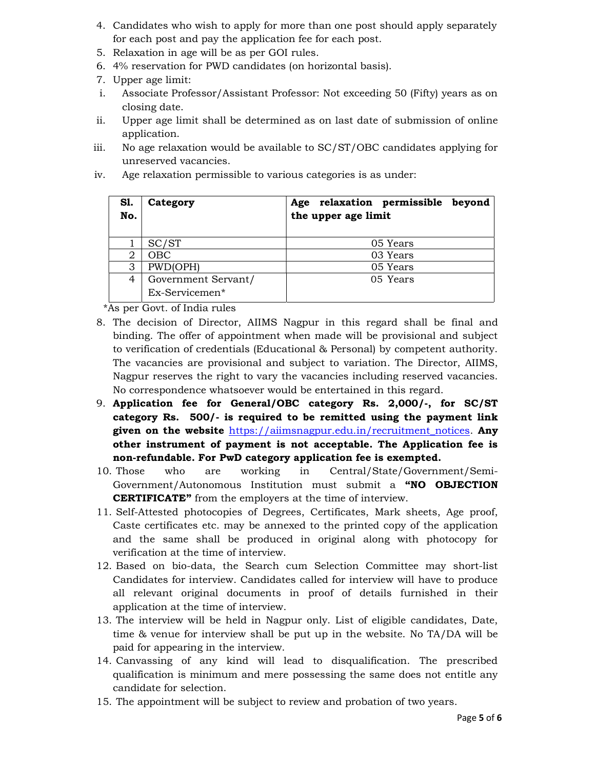4. Candidates who wish to apply for more than one post should apply separately for each post and pay the application fee for each post.
5. Relaxation in age will be as per GOI rules.
6. 4% reservation for PWD candidates (on horizontal basis).
7. Upper age limit:
   i. Associate Professor/Assistant Professor: Not exceeding 50 (Fifty) years as on closing date.
   ii. Upper age limit shall be determined as on last date of submission of online application.
   iii. No age relaxation would be available to SC/ST/OBC candidates applying for unreserved vacancies.
   iv. Age relaxation permissible to various categories is as under:

| Sl. No. | Category | Age relaxation permissible beyond the upper age limit |
|---|---|---|
| 1 | SC/ST | 05 Years |
| 2 | OBC | 03 Years |
| 3 | PWD(OPH) | 05 Years |
| 4 | Government Servant/ Ex-Servicemen* | 05 Years |

*As per Govt. of India rules

8. The decision of Director, AIIMS Nagpur in this regard shall be final and binding. The offer of appointment when made will be provisional and subject to verification of credentials (Educational & Personal) by competent authority. The vacancies are provisional and subject to variation. The Director, AIIMS, Nagpur reserves the right to vary the vacancies including reserved vacancies. No correspondence whatsoever would be entertained in this regard.
9. **Application fee for General/OBC category Rs. 2,000/-, for SC/ST category Rs. 500/- is required to be remitted using the payment link given on the website** https://aiimsnagpur.edu.in/recruitment_notices. **Any other instrument of payment is not acceptable. The Application fee is non-refundable. For PwD category application fee is exempted.**
10. Those who are working in Central/State/Government/Semi-Government/Autonomous Institution must submit a **"NO OBJECTION CERTIFICATE"** from the employers at the time of interview.
11. Self-Attested photocopies of Degrees, Certificates, Mark sheets, Age proof, Caste certificates etc. may be annexed to the printed copy of the application and the same shall be produced in original along with photocopy for verification at the time of interview.
12. Based on bio-data, the Search cum Selection Committee may short-list Candidates for interview. Candidates called for interview will have to produce all relevant original documents in proof of details furnished in their application at the time of interview.
13. The interview will be held in Nagpur only. List of eligible candidates, Date, time & venue for interview shall be put up in the website. No TA/DA will be paid for appearing in the interview.
14. Canvassing of any kind will lead to disqualification. The prescribed qualification is minimum and mere possessing the same does not entitle any candidate for selection.
15. The appointment will be subject to review and probation of two years.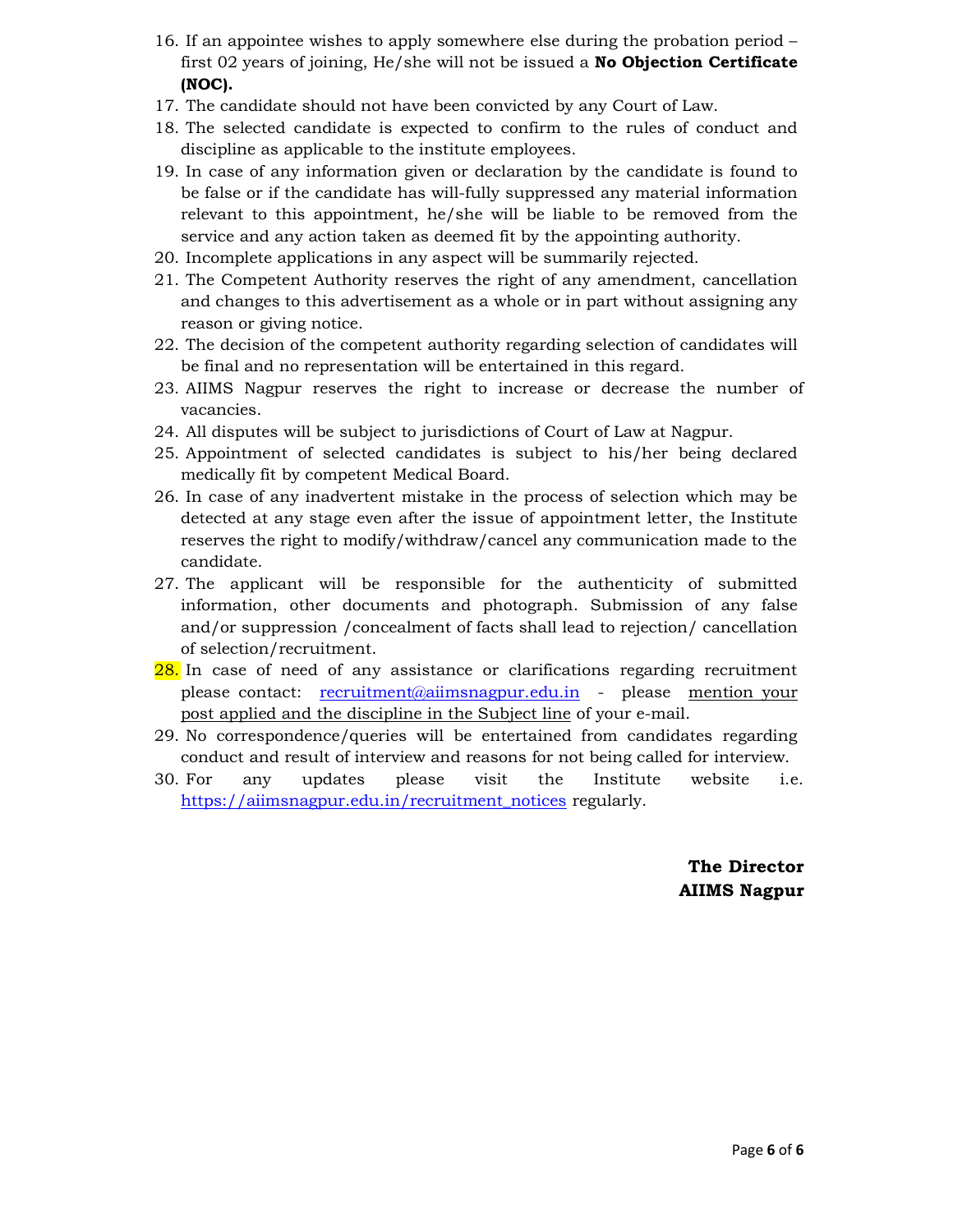16. If an appointee wishes to apply somewhere else during the probation period – first 02 years of joining, He/she will not be issued a **No Objection Certificate (NOC).**
17. The candidate should not have been convicted by any Court of Law.
18. The selected candidate is expected to confirm to the rules of conduct and discipline as applicable to the institute employees.
19. In case of any information given or declaration by the candidate is found to be false or if the candidate has will-fully suppressed any material information relevant to this appointment, he/she will be liable to be removed from the service and any action taken as deemed fit by the appointing authority.
20. Incomplete applications in any aspect will be summarily rejected.
21. The Competent Authority reserves the right of any amendment, cancellation and changes to this advertisement as a whole or in part without assigning any reason or giving notice.
22. The decision of the competent authority regarding selection of candidates will be final and no representation will be entertained in this regard.
23. AIIMS Nagpur reserves the right to increase or decrease the number of vacancies.
24. All disputes will be subject to jurisdictions of Court of Law at Nagpur.
25. Appointment of selected candidates is subject to his/her being declared medically fit by competent Medical Board.
26. In case of any inadvertent mistake in the process of selection which may be detected at any stage even after the issue of appointment letter, the Institute reserves the right to modify/withdraw/cancel any communication made to the candidate.
27. The applicant will be responsible for the authenticity of submitted information, other documents and photograph. Submission of any false and/or suppression /concealment of facts shall lead to rejection/ cancellation of selection/recruitment.
28. In case of need of any assistance or clarifications regarding recruitment please contact: recruitment@aiimsnagpur.edu.in - please mention your post applied and the discipline in the Subject line of your e-mail.
29. No correspondence/queries will be entertained from candidates regarding conduct and result of interview and reasons for not being called for interview.
30. For any updates please visit the Institute website i.e. https://aiimsnagpur.edu.in/recruitment_notices regularly.

**The Director**
**AIIMS Nagpur**